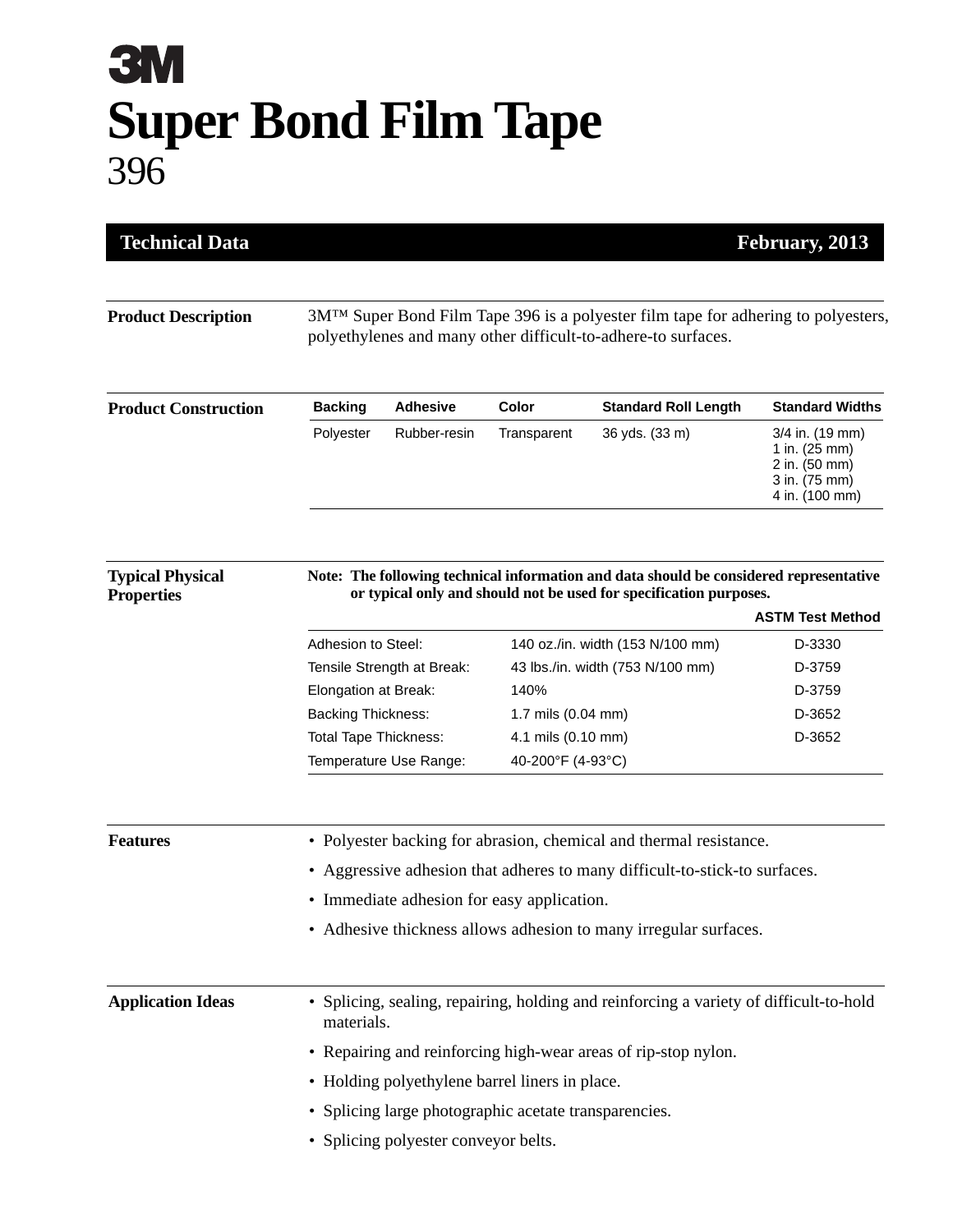# 3M

# Super Bond Film Tape

## 396

**Technical Data** — **February, 2013**

### Product Description

3M™ Super Bond Film Tape 396 is a polyester film tape for adhering to polyesters, polyethylenes and many other difficult-to-adhere-to surfaces.

### Product Construction

| Backing | Adhesive | Color | Standard Roll Length | Standard Widths |
|---|---|---|---|---|
| Polyester | Rubber-resin | Transparent | 36 yds. (33 m) | 3/4 in. (19 mm)<br>1 in. (25 mm)<br>2 in. (50 mm)<br>3 in. (75 mm)<br>4 in. (100 mm) |

### Typical Physical Properties

**Note: The following technical information and data should be considered representative or typical only and should not be used for specification purposes.**

| | | ASTM Test Method |
|---|---|---|
| Adhesion to Steel: | 140 oz./in. width (153 N/100 mm) | D-3330 |
| Tensile Strength at Break: | 43 lbs./in. width (753 N/100 mm) | D-3759 |
| Elongation at Break: | 140% | D-3759 |
| Backing Thickness: | 1.7 mils (0.04 mm) | D-3652 |
| Total Tape Thickness: | 4.1 mils (0.10 mm) | D-3652 |
| Temperature Use Range: | 40-200°F (4-93°C) | |

### Features

- Polyester backing for abrasion, chemical and thermal resistance.
- Aggressive adhesion that adheres to many difficult-to-stick-to surfaces.
- Immediate adhesion for easy application.
- Adhesive thickness allows adhesion to many irregular surfaces.

### Application Ideas

- Splicing, sealing, repairing, holding and reinforcing a variety of difficult-to-hold materials.
- Repairing and reinforcing high-wear areas of rip-stop nylon.
- Holding polyethylene barrel liners in place.
- Splicing large photographic acetate transparencies.
- Splicing polyester conveyor belts.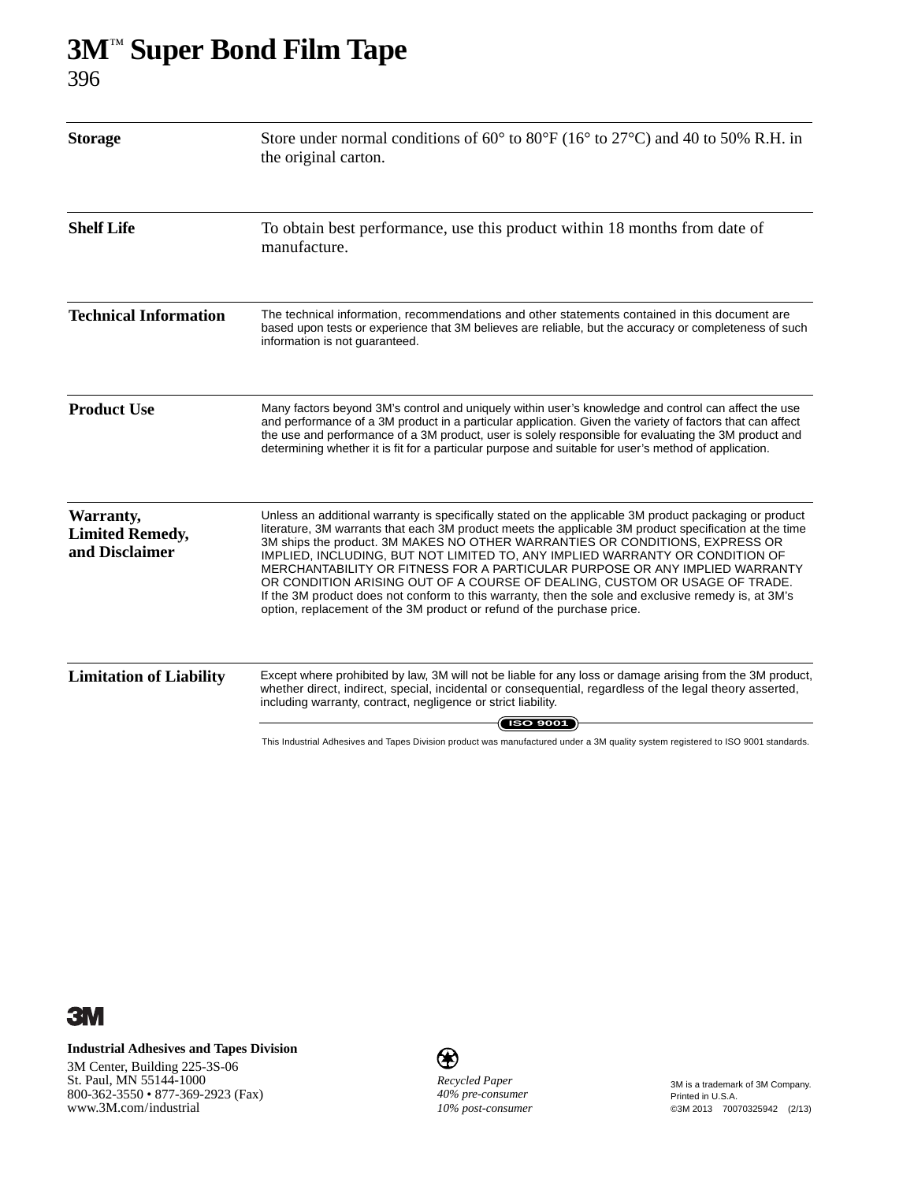# 3M™ Super Bond Film Tape

396

| | |
|---|---|
| **Storage** | Store under normal conditions of 60° to 80°F (16° to 27°C) and 40 to 50% R.H. in the original carton. |
| **Shelf Life** | To obtain best performance, use this product within 18 months from date of manufacture. |
| **Technical Information** | The technical information, recommendations and other statements contained in this document are based upon tests or experience that 3M believes are reliable, but the accuracy or completeness of such information is not guaranteed. |
| **Product Use** | Many factors beyond 3M's control and uniquely within user's knowledge and control can affect the use and performance of a 3M product in a particular application. Given the variety of factors that can affect the use and performance of a 3M product, user is solely responsible for evaluating the 3M product and determining whether it is fit for a particular purpose and suitable for user's method of application. |
| **Warranty, Limited Remedy, and Disclaimer** | Unless an additional warranty is specifically stated on the applicable 3M product packaging or product literature, 3M warrants that each 3M product meets the applicable 3M product specification at the time 3M ships the product. 3M MAKES NO OTHER WARRANTIES OR CONDITIONS, EXPRESS OR IMPLIED, INCLUDING, BUT NOT LIMITED TO, ANY IMPLIED WARRANTY OR CONDITION OF MERCHANTABILITY OR FITNESS FOR A PARTICULAR PURPOSE OR ANY IMPLIED WARRANTY OR CONDITION ARISING OUT OF A COURSE OF DEALING, CUSTOM OR USAGE OF TRADE. If the 3M product does not conform to this warranty, then the sole and exclusive remedy is, at 3M's option, replacement of the 3M product or refund of the purchase price. |
| **Limitation of Liability** | Except where prohibited by law, 3M will not be liable for any loss or damage arising from the 3M product, whether direct, indirect, special, incidental or consequential, regardless of the legal theory asserted, including warranty, contract, negligence or strict liability. |

ISO 9001

This Industrial Adhesives and Tapes Division product was manufactured under a 3M quality system registered to ISO 9001 standards.

3M

**Industrial Adhesives and Tapes Division**

3M Center, Building 225-3S-06
St. Paul, MN 55144-1000
800-362-3550 • 877-369-2923 (Fax)
www.3M.com/industrial

*Recycled Paper*
*40% pre-consumer*
*10% post-consumer*

3M is a trademark of 3M Company.
Printed in U.S.A.
©3M 2013 70070325942 (2/13)